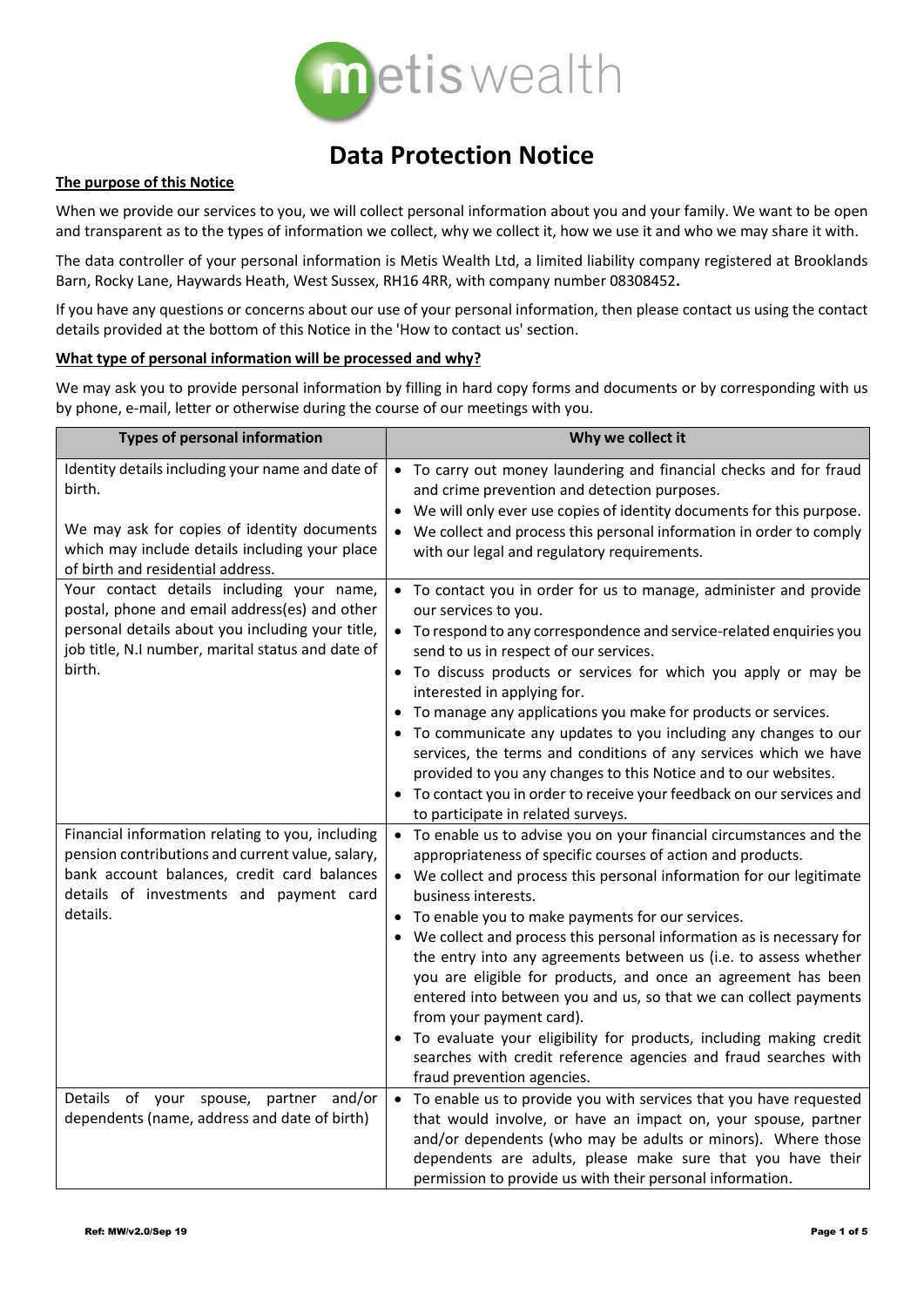# Data Protection Notice

**The purpose of this Notice**

When we provide our services to you, we will collect personal information about you and your family. We want to be open and transparent as to the types of information we collect, why we collect it, how we use it and who we may share it with.

The data controller of your personal information is Metis Wealth Ltd, a limited liability company registered at Brooklands Barn, Rocky Lane, Haywards Heath, West Sussex, RH16 4RR, with company number 08308452**.**

If you have any questions or concerns about our use of your personal information, then please contact us using the contact details provided at the bottom of this Notice in the 'How to contact us' section.

**What type of personal information will be processed and why?**

We may ask you to provide personal information by filling in hard copy forms and documents or by corresponding with us by phone, e-mail, letter or otherwise during the course of our meetings with you.

| Types of personal information | Why we collect it |
|---|---|
| Identity details including your name and date of birth.<br><br>We may ask for copies of identity documents which may include details including your place of birth and residential address. | • To carry out money laundering and financial checks and for fraud and crime prevention and detection purposes.<br>• We will only ever use copies of identity documents for this purpose.<br>• We collect and process this personal information in order to comply with our legal and regulatory requirements. |
| Your contact details including your name, postal, phone and email address(es) and other personal details about you including your title, job title, N.I number, marital status and date of birth. | • To contact you in order for us to manage, administer and provide our services to you.<br>• To respond to any correspondence and service-related enquiries you send to us in respect of our services.<br>• To discuss products or services for which you apply or may be interested in applying for.<br>• To manage any applications you make for products or services.<br>• To communicate any updates to you including any changes to our services, the terms and conditions of any services which we have provided to you any changes to this Notice and to our websites.<br>• To contact you in order to receive your feedback on our services and to participate in related surveys. |
| Financial information relating to you, including pension contributions and current value, salary, bank account balances, credit card balances details of investments and payment card details. | • To enable us to advise you on your financial circumstances and the appropriateness of specific courses of action and products.<br>• We collect and process this personal information for our legitimate business interests.<br>• To enable you to make payments for our services.<br>• We collect and process this personal information as is necessary for the entry into any agreements between us (i.e. to assess whether you are eligible for products, and once an agreement has been entered into between you and us, so that we can collect payments from your payment card).<br>• To evaluate your eligibility for products, including making credit searches with credit reference agencies and fraud searches with fraud prevention agencies. |
| Details of your spouse, partner and/or dependents (name, address and date of birth) | • To enable us to provide you with services that you have requested that would involve, or have an impact on, your spouse, partner and/or dependents (who may be adults or minors). Where those dependents are adults, please make sure that you have their permission to provide us with their personal information. |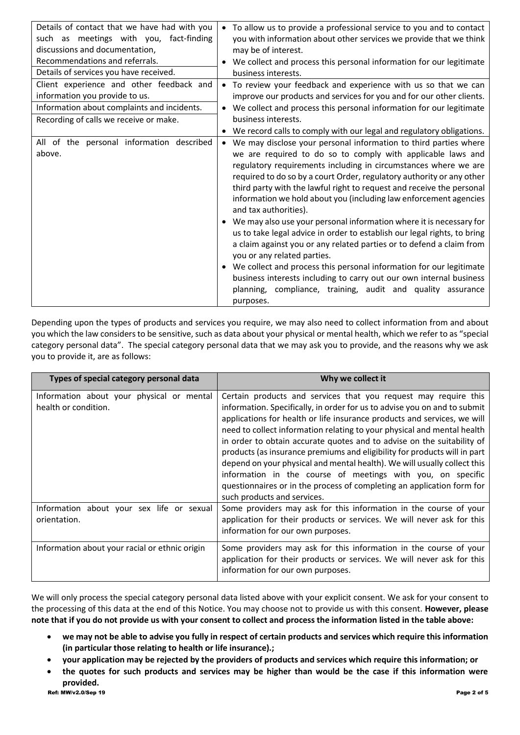| | |
|---|---|
| Details of contact that we have had with you such as meetings with you, fact-finding discussions and documentation,<br>Recommendations and referrals.<br>Details of services you have received. | • To allow us to provide a professional service to you and to contact you with information about other services we provide that we think may be of interest.<br>• We collect and process this personal information for our legitimate business interests. |
| Client experience and other feedback and information you provide to us.<br>Information about complaints and incidents.<br>Recording of calls we receive or make. | • To review your feedback and experience with us so that we can improve our products and services for you and for our other clients.<br>• We collect and process this personal information for our legitimate business interests.<br>• We record calls to comply with our legal and regulatory obligations. |
| All of the personal information described above. | • We may disclose your personal information to third parties where we are required to do so to comply with applicable laws and regulatory requirements including in circumstances where we are required to do so by a court Order, regulatory authority or any other third party with the lawful right to request and receive the personal information we hold about you (including law enforcement agencies and tax authorities).<br>• We may also use your personal information where it is necessary for us to take legal advice in order to establish our legal rights, to bring a claim against you or any related parties or to defend a claim from you or any related parties.<br>• We collect and process this personal information for our legitimate business interests including to carry out our own internal business planning, compliance, training, audit and quality assurance purposes. |

Depending upon the types of products and services you require, we may also need to collect information from and about you which the law considers to be sensitive, such as data about your physical or mental health, which we refer to as "special category personal data". The special category personal data that we may ask you to provide, and the reasons why we ask you to provide it, are as follows:

| Types of special category personal data | Why we collect it |
|---|---|
| Information about your physical or mental health or condition. | Certain products and services that you request may require this information. Specifically, in order for us to advise you on and to submit applications for health or life insurance products and services, we will need to collect information relating to your physical and mental health in order to obtain accurate quotes and to advise on the suitability of products (as insurance premiums and eligibility for products will in part depend on your physical and mental health). We will usually collect this information in the course of meetings with you, on specific questionnaires or in the process of completing an application form for such products and services. |
| Information about your sex life or sexual orientation. | Some providers may ask for this information in the course of your application for their products or services. We will never ask for this information for our own purposes. |
| Information about your racial or ethnic origin | Some providers may ask for this information in the course of your application for their products or services. We will never ask for this information for our own purposes. |

We will only process the special category personal data listed above with your explicit consent. We ask for your consent to the processing of this data at the end of this Notice. You may choose not to provide us with this consent. **However, please note that if you do not provide us with your consent to collect and process the information listed in the table above:**

- **we may not be able to advise you fully in respect of certain products and services which require this information (in particular those relating to health or life insurance).;**
- **your application may be rejected by the providers of products and services which require this information; or**
- **the quotes for such products and services may be higher than would be the case if this information were provided.**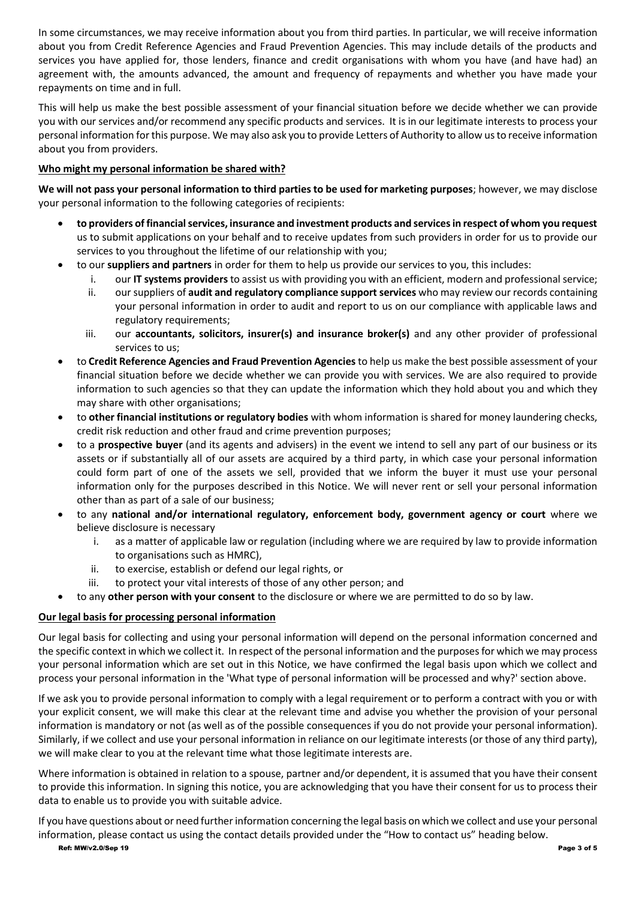In some circumstances, we may receive information about you from third parties. In particular, we will receive information about you from Credit Reference Agencies and Fraud Prevention Agencies. This may include details of the products and services you have applied for, those lenders, finance and credit organisations with whom you have (and have had) an agreement with, the amounts advanced, the amount and frequency of repayments and whether you have made your repayments on time and in full.

This will help us make the best possible assessment of your financial situation before we decide whether we can provide you with our services and/or recommend any specific products and services. It is in our legitimate interests to process your personal information for this purpose. We may also ask you to provide Letters of Authority to allow us to receive information about you from providers.

**Who might my personal information be shared with?**

**We will not pass your personal information to third parties to be used for marketing purposes**; however, we may disclose your personal information to the following categories of recipients:

- **to providers of financial services, insurance and investment products and services in respect of whom you request** us to submit applications on your behalf and to receive updates from such providers in order for us to provide our services to you throughout the lifetime of our relationship with you;
- to our **suppliers and partners** in order for them to help us provide our services to you, this includes:
  1. our **IT systems providers** to assist us with providing you with an efficient, modern and professional service;
  2. our suppliers of **audit and regulatory compliance support services** who may review our records containing your personal information in order to audit and report to us on our compliance with applicable laws and regulatory requirements;
  3. our **accountants, solicitors, insurer(s) and insurance broker(s)** and any other provider of professional services to us;
- to **Credit Reference Agencies and Fraud Prevention Agencies** to help us make the best possible assessment of your financial situation before we decide whether we can provide you with services. We are also required to provide information to such agencies so that they can update the information which they hold about you and which they may share with other organisations;
- to **other financial institutions or regulatory bodies** with whom information is shared for money laundering checks, credit risk reduction and other fraud and crime prevention purposes;
- to a **prospective buyer** (and its agents and advisers) in the event we intend to sell any part of our business or its assets or if substantially all of our assets are acquired by a third party, in which case your personal information could form part of one of the assets we sell, provided that we inform the buyer it must use your personal information only for the purposes described in this Notice. We will never rent or sell your personal information other than as part of a sale of our business;
- to any **national and/or international regulatory, enforcement body, government agency or court** where we believe disclosure is necessary
  1. as a matter of applicable law or regulation (including where we are required by law to provide information to organisations such as HMRC),
  2. to exercise, establish or defend our legal rights, or
  3. to protect your vital interests of those of any other person; and
- to any **other person with your consent** to the disclosure or where we are permitted to do so by law.

**Our legal basis for processing personal information**

Our legal basis for collecting and using your personal information will depend on the personal information concerned and the specific context in which we collect it. In respect of the personal information and the purposes for which we may process your personal information which are set out in this Notice, we have confirmed the legal basis upon which we collect and process your personal information in the 'What type of personal information will be processed and why?' section above.

If we ask you to provide personal information to comply with a legal requirement or to perform a contract with you or with your explicit consent, we will make this clear at the relevant time and advise you whether the provision of your personal information is mandatory or not (as well as of the possible consequences if you do not provide your personal information). Similarly, if we collect and use your personal information in reliance on our legitimate interests (or those of any third party), we will make clear to you at the relevant time what those legitimate interests are.

Where information is obtained in relation to a spouse, partner and/or dependent, it is assumed that you have their consent to provide this information. In signing this notice, you are acknowledging that you have their consent for us to process their data to enable us to provide you with suitable advice.

If you have questions about or need further information concerning the legal basis on which we collect and use your personal information, please contact us using the contact details provided under the "How to contact us" heading below.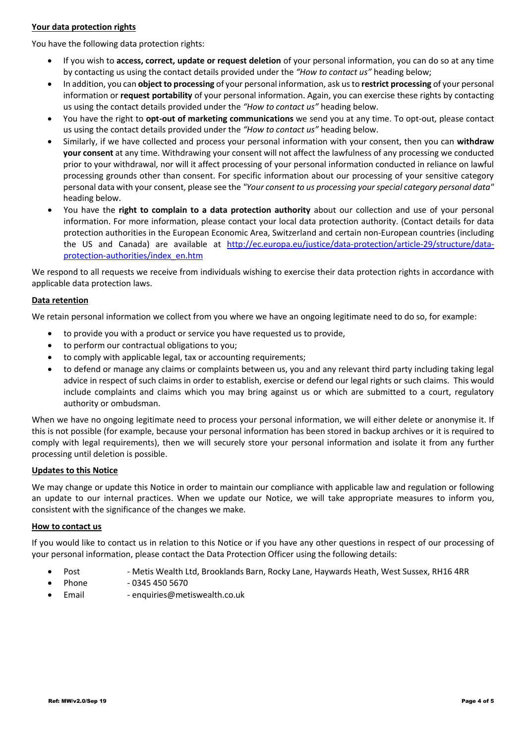**Your data protection rights**

You have the following data protection rights:

- If you wish to **access, correct, update or request deletion** of your personal information, you can do so at any time by contacting us using the contact details provided under the *"How to contact us"* heading below;
- In addition, you can **object to processing** of your personal information, ask us to **restrict processing** of your personal information or **request portability** of your personal information. Again, you can exercise these rights by contacting us using the contact details provided under the *"How to contact us"* heading below.
- You have the right to **opt-out of marketing communications** we send you at any time. To opt-out, please contact us using the contact details provided under the *"How to contact us"* heading below.
- Similarly, if we have collected and process your personal information with your consent, then you can **withdraw your consent** at any time. Withdrawing your consent will not affect the lawfulness of any processing we conducted prior to your withdrawal, nor will it affect processing of your personal information conducted in reliance on lawful processing grounds other than consent. For specific information about our processing of your sensitive category personal data with your consent, please see the *"Your consent to us processing your special category personal data"* heading below.
- You have the **right to complain to a data protection authority** about our collection and use of your personal information. For more information, please contact your local data protection authority. (Contact details for data protection authorities in the European Economic Area, Switzerland and certain non-European countries (including the US and Canada) are available at [http://ec.europa.eu/justice/data-protection/article-29/structure/data-protection-authorities/index_en.htm](http://ec.europa.eu/justice/data-protection/article-29/structure/data-protection-authorities/index_en.htm)

We respond to all requests we receive from individuals wishing to exercise their data protection rights in accordance with applicable data protection laws.

**Data retention**

We retain personal information we collect from you where we have an ongoing legitimate need to do so, for example:

- to provide you with a product or service you have requested us to provide,
- to perform our contractual obligations to you;
- to comply with applicable legal, tax or accounting requirements;
- to defend or manage any claims or complaints between us, you and any relevant third party including taking legal advice in respect of such claims in order to establish, exercise or defend our legal rights or such claims. This would include complaints and claims which you may bring against us or which are submitted to a court, regulatory authority or ombudsman.

When we have no ongoing legitimate need to process your personal information, we will either delete or anonymise it. If this is not possible (for example, because your personal information has been stored in backup archives or it is required to comply with legal requirements), then we will securely store your personal information and isolate it from any further processing until deletion is possible.

**Updates to this Notice**

We may change or update this Notice in order to maintain our compliance with applicable law and regulation or following an update to our internal practices. When we update our Notice, we will take appropriate measures to inform you, consistent with the significance of the changes we make.

**How to contact us**

If you would like to contact us in relation to this Notice or if you have any other questions in respect of our processing of your personal information, please contact the Data Protection Officer using the following details:

- Post - Metis Wealth Ltd, Brooklands Barn, Rocky Lane, Haywards Heath, West Sussex, RH16 4RR
- Phone - 0345 450 5670
- Email - enquiries@metiswealth.co.uk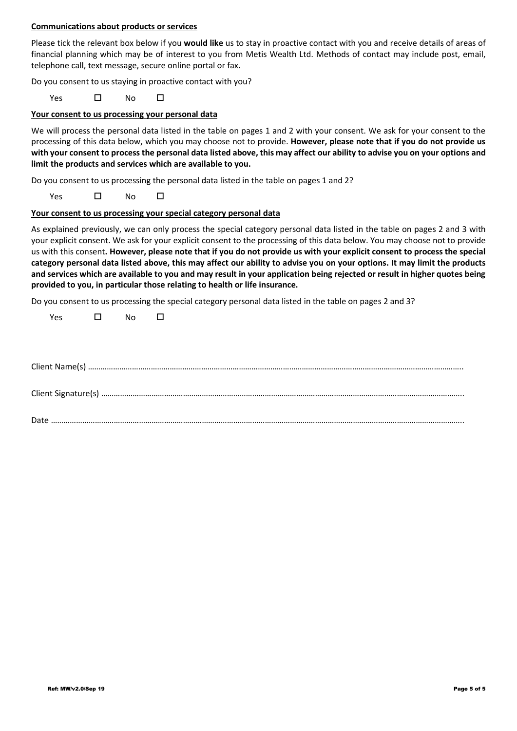**Communications about products or services**

Please tick the relevant box below if you **would like** us to stay in proactive contact with you and receive details of areas of financial planning which may be of interest to you from Metis Wealth Ltd. Methods of contact may include post, email, telephone call, text message, secure online portal or fax.

Do you consent to us staying in proactive contact with you?

Yes ☐ No ☐

**Your consent to us processing your personal data**

We will process the personal data listed in the table on pages 1 and 2 with your consent. We ask for your consent to the processing of this data below, which you may choose not to provide. **However, please note that if you do not provide us with your consent to process the personal data listed above, this may affect our ability to advise you on your options and limit the products and services which are available to you.**

Do you consent to us processing the personal data listed in the table on pages 1 and 2?

Yes ☐ No ☐

**Your consent to us processing your special category personal data**

As explained previously, we can only process the special category personal data listed in the table on pages 2 and 3 with your explicit consent. We ask for your explicit consent to the processing of this data below. You may choose not to provide us with this consent**. However, please note that if you do not provide us with your explicit consent to process the special category personal data listed above, this may affect our ability to advise you on your options. It may limit the products and services which are available to you and may result in your application being rejected or result in higher quotes being provided to you, in particular those relating to health or life insurance.**

Do you consent to us processing the special category personal data listed in the table on pages 2 and 3?

Yes ☐ No ☐

Client Name(s) ……………………………………………………………………………………………………………………………………………………………

Client Signature(s) ………………………………………………………………………………………………………………………………………………………

Date ……………………………………………………………………………………………………………………………………………………………………………

Ref: MW/v2.0/Sep 19